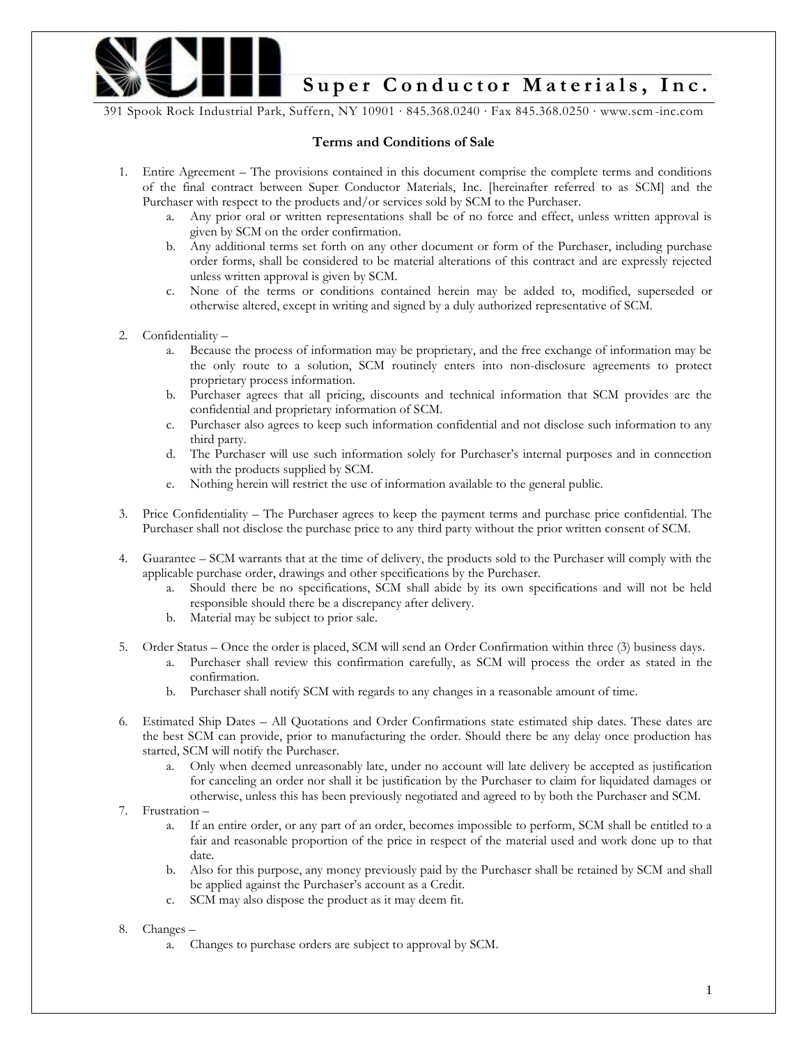**Super Conductor Materials, Inc.**

391 Spook Rock Industrial Park, Suffern, NY 10901 · 845.368.0240 · Fax 845.368.0250 · www.scm-inc.com

## Terms and Conditions of Sale

1. Entire Agreement – The provisions contained in this document comprise the complete terms and conditions of the final contract between Super Conductor Materials, Inc. [hereinafter referred to as SCM] and the Purchaser with respect to the products and/or services sold by SCM to the Purchaser.
   a. Any prior oral or written representations shall be of no force and effect, unless written approval is given by SCM on the order confirmation.
   b. Any additional terms set forth on any other document or form of the Purchaser, including purchase order forms, shall be considered to be material alterations of this contract and are expressly rejected unless written approval is given by SCM.
   c. None of the terms or conditions contained herein may be added to, modified, superseded or otherwise altered, except in writing and signed by a duly authorized representative of SCM.

2. Confidentiality –
   a. Because the process of information may be proprietary, and the free exchange of information may be the only route to a solution, SCM routinely enters into non-disclosure agreements to protect proprietary process information.
   b. Purchaser agrees that all pricing, discounts and technical information that SCM provides are the confidential and proprietary information of SCM.
   c. Purchaser also agrees to keep such information confidential and not disclose such information to any third party.
   d. The Purchaser will use such information solely for Purchaser's internal purposes and in connection with the products supplied by SCM.
   e. Nothing herein will restrict the use of information available to the general public.

3. Price Confidentiality – The Purchaser agrees to keep the payment terms and purchase price confidential. The Purchaser shall not disclose the purchase price to any third party without the prior written consent of SCM.

4. Guarantee – SCM warrants that at the time of delivery, the products sold to the Purchaser will comply with the applicable purchase order, drawings and other specifications by the Purchaser.
   a. Should there be no specifications, SCM shall abide by its own specifications and will not be held responsible should there be a discrepancy after delivery.
   b. Material may be subject to prior sale.

5. Order Status – Once the order is placed, SCM will send an Order Confirmation within three (3) business days.
   a. Purchaser shall review this confirmation carefully, as SCM will process the order as stated in the confirmation.
   b. Purchaser shall notify SCM with regards to any changes in a reasonable amount of time.

6. Estimated Ship Dates – All Quotations and Order Confirmations state estimated ship dates. These dates are the best SCM can provide, prior to manufacturing the order. Should there be any delay once production has started, SCM will notify the Purchaser.
   a. Only when deemed unreasonably late, under no account will late delivery be accepted as justification for canceling an order nor shall it be justification by the Purchaser to claim for liquidated damages or otherwise, unless this has been previously negotiated and agreed to by both the Purchaser and SCM.

7. Frustration –
   a. If an entire order, or any part of an order, becomes impossible to perform, SCM shall be entitled to a fair and reasonable proportion of the price in respect of the material used and work done up to that date.
   b. Also for this purpose, any money previously paid by the Purchaser shall be retained by SCM and shall be applied against the Purchaser's account as a Credit.
   c. SCM may also dispose the product as it may deem fit.

8. Changes –
   a. Changes to purchase orders are subject to approval by SCM.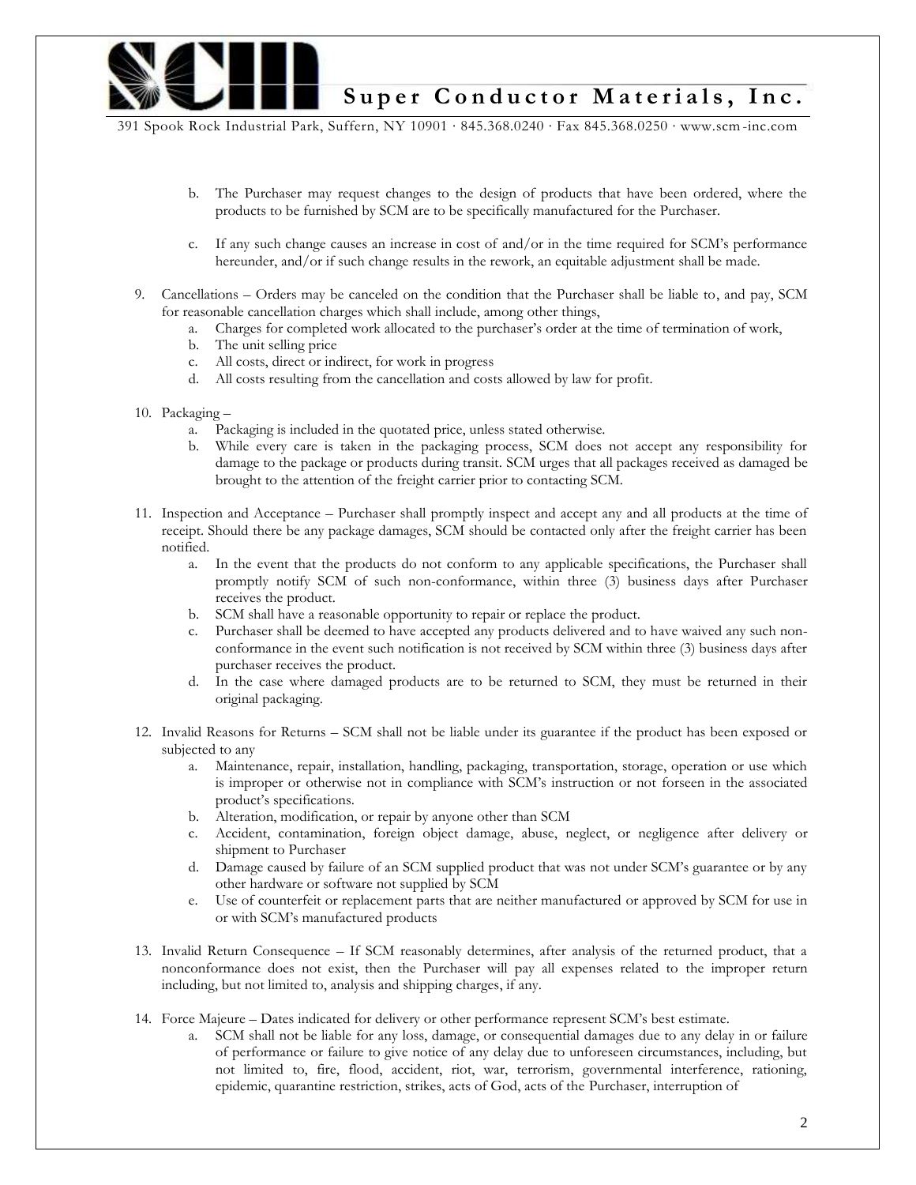b. The Purchaser may request changes to the design of products that have been ordered, where the products to be furnished by SCM are to be specifically manufactured for the Purchaser.

   c. If any such change causes an increase in cost of and/or in the time required for SCM's performance hereunder, and/or if such change results in the rework, an equitable adjustment shall be made.

9. Cancellations – Orders may be canceled on the condition that the Purchaser shall be liable to, and pay, SCM for reasonable cancellation charges which shall include, among other things,
   a. Charges for completed work allocated to the purchaser's order at the time of termination of work,
   b. The unit selling price
   c. All costs, direct or indirect, for work in progress
   d. All costs resulting from the cancellation and costs allowed by law for profit.

10. Packaging –
    a. Packaging is included in the quotated price, unless stated otherwise.
    b. While every care is taken in the packaging process, SCM does not accept any responsibility for damage to the package or products during transit. SCM urges that all packages received as damaged be brought to the attention of the freight carrier prior to contacting SCM.

11. Inspection and Acceptance – Purchaser shall promptly inspect and accept any and all products at the time of receipt. Should there be any package damages, SCM should be contacted only after the freight carrier has been notified.
    a. In the event that the products do not conform to any applicable specifications, the Purchaser shall promptly notify SCM of such non-conformance, within three (3) business days after Purchaser receives the product.
    b. SCM shall have a reasonable opportunity to repair or replace the product.
    c. Purchaser shall be deemed to have accepted any products delivered and to have waived any such non-conformance in the event such notification is not received by SCM within three (3) business days after purchaser receives the product.
    d. In the case where damaged products are to be returned to SCM, they must be returned in their original packaging.

12. Invalid Reasons for Returns – SCM shall not be liable under its guarantee if the product has been exposed or subjected to any
    a. Maintenance, repair, installation, handling, packaging, transportation, storage, operation or use which is improper or otherwise not in compliance with SCM's instruction or not forseen in the associated product's specifications.
    b. Alteration, modification, or repair by anyone other than SCM
    c. Accident, contamination, foreign object damage, abuse, neglect, or negligence after delivery or shipment to Purchaser
    d. Damage caused by failure of an SCM supplied product that was not under SCM's guarantee or by any other hardware or software not supplied by SCM
    e. Use of counterfeit or replacement parts that are neither manufactured or approved by SCM for use in or with SCM's manufactured products

13. Invalid Return Consequence – If SCM reasonably determines, after analysis of the returned product, that a nonconformance does not exist, then the Purchaser will pay all expenses related to the improper return including, but not limited to, analysis and shipping charges, if any.

14. Force Majeure – Dates indicated for delivery or other performance represent SCM's best estimate.
    a. SCM shall not be liable for any loss, damage, or consequential damages due to any delay in or failure of performance or failure to give notice of any delay due to unforeseen circumstances, including, but not limited to, fire, flood, accident, riot, war, terrorism, governmental interference, rationing, epidemic, quarantine restriction, strikes, acts of God, acts of the Purchaser, interruption of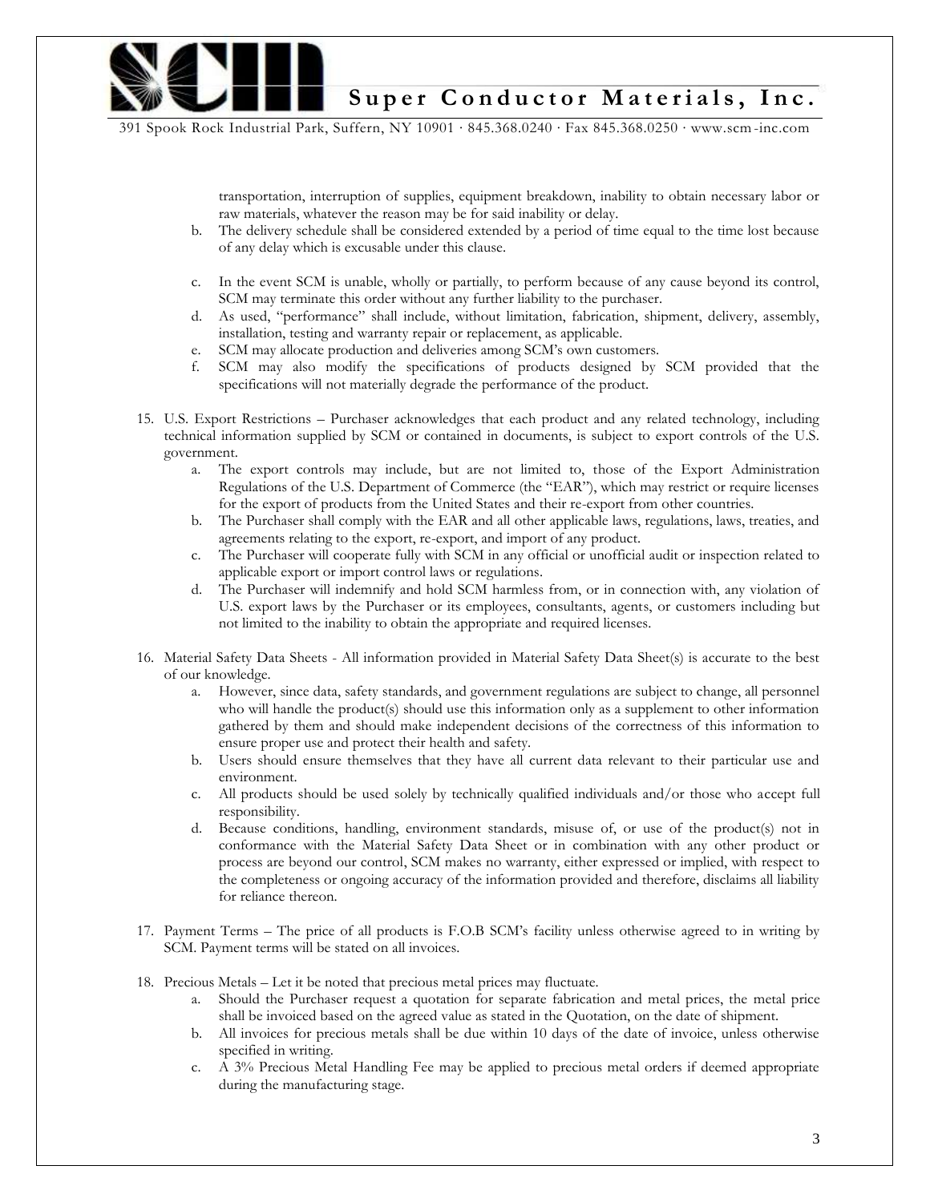transportation, interruption of supplies, equipment breakdown, inability to obtain necessary labor or raw materials, whatever the reason may be for said inability or delay.

   b. The delivery schedule shall be considered extended by a period of time equal to the time lost because of any delay which is excusable under this clause.

   c. In the event SCM is unable, wholly or partially, to perform because of any cause beyond its control, SCM may terminate this order without any further liability to the purchaser.

   d. As used, "performance" shall include, without limitation, fabrication, shipment, delivery, assembly, installation, testing and warranty repair or replacement, as applicable.

   e. SCM may allocate production and deliveries among SCM's own customers.

   f. SCM may also modify the specifications of products designed by SCM provided that the specifications will not materially degrade the performance of the product.

15. U.S. Export Restrictions – Purchaser acknowledges that each product and any related technology, including technical information supplied by SCM or contained in documents, is subject to export controls of the U.S. government.
    a. The export controls may include, but are not limited to, those of the Export Administration Regulations of the U.S. Department of Commerce (the "EAR"), which may restrict or require licenses for the export of products from the United States and their re-export from other countries.
    b. The Purchaser shall comply with the EAR and all other applicable laws, regulations, laws, treaties, and agreements relating to the export, re-export, and import of any product.
    c. The Purchaser will cooperate fully with SCM in any official or unofficial audit or inspection related to applicable export or import control laws or regulations.
    d. The Purchaser will indemnify and hold SCM harmless from, or in connection with, any violation of U.S. export laws by the Purchaser or its employees, consultants, agents, or customers including but not limited to the inability to obtain the appropriate and required licenses.

16. Material Safety Data Sheets - All information provided in Material Safety Data Sheet(s) is accurate to the best of our knowledge.
    a. However, since data, safety standards, and government regulations are subject to change, all personnel who will handle the product(s) should use this information only as a supplement to other information gathered by them and should make independent decisions of the correctness of this information to ensure proper use and protect their health and safety.
    b. Users should ensure themselves that they have all current data relevant to their particular use and environment.
    c. All products should be used solely by technically qualified individuals and/or those who accept full responsibility.
    d. Because conditions, handling, environment standards, misuse of, or use of the product(s) not in conformance with the Material Safety Data Sheet or in combination with any other product or process are beyond our control, SCM makes no warranty, either expressed or implied, with respect to the completeness or ongoing accuracy of the information provided and therefore, disclaims all liability for reliance thereon.

17. Payment Terms – The price of all products is F.O.B SCM's facility unless otherwise agreed to in writing by SCM. Payment terms will be stated on all invoices.

18. Precious Metals – Let it be noted that precious metal prices may fluctuate.
    a. Should the Purchaser request a quotation for separate fabrication and metal prices, the metal price shall be invoiced based on the agreed value as stated in the Quotation, on the date of shipment.
    b. All invoices for precious metals shall be due within 10 days of the date of invoice, unless otherwise specified in writing.
    c. A 3% Precious Metal Handling Fee may be applied to precious metal orders if deemed appropriate during the manufacturing stage.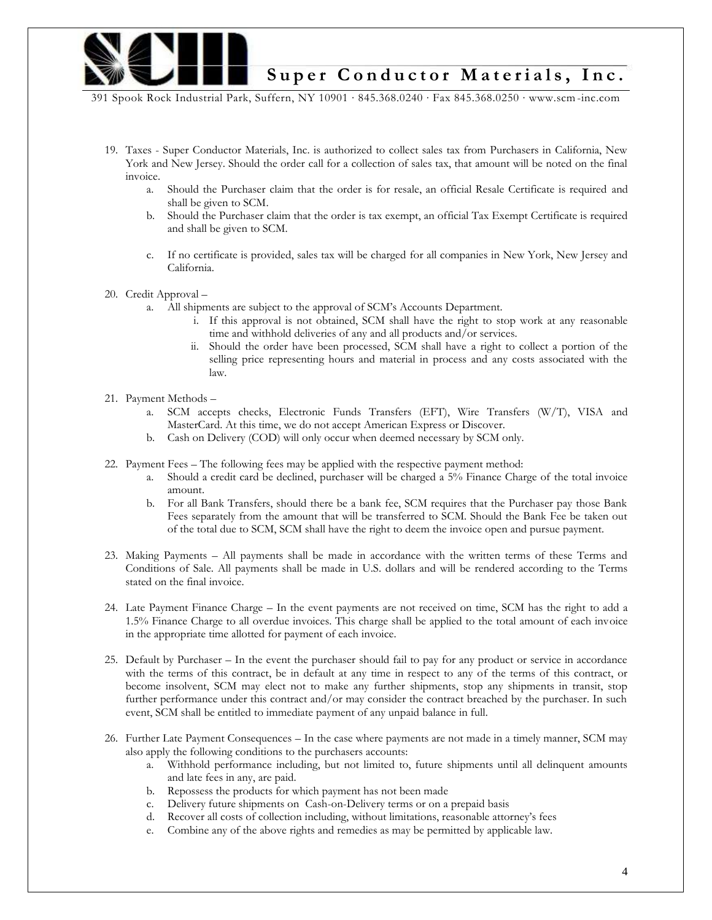19. Taxes - Super Conductor Materials, Inc. is authorized to collect sales tax from Purchasers in California, New York and New Jersey. Should the order call for a collection of sales tax, that amount will be noted on the final invoice.
    a. Should the Purchaser claim that the order is for resale, an official Resale Certificate is required and shall be given to SCM.
    b. Should the Purchaser claim that the order is tax exempt, an official Tax Exempt Certificate is required and shall be given to SCM.
    c. If no certificate is provided, sales tax will be charged for all companies in New York, New Jersey and California.

20. Credit Approval –
    a. All shipments are subject to the approval of SCM's Accounts Department.
        i. If this approval is not obtained, SCM shall have the right to stop work at any reasonable time and withhold deliveries of any and all products and/or services.
        ii. Should the order have been processed, SCM shall have a right to collect a portion of the selling price representing hours and material in process and any costs associated with the law.

21. Payment Methods –
    a. SCM accepts checks, Electronic Funds Transfers (EFT), Wire Transfers (W/T), VISA and MasterCard. At this time, we do not accept American Express or Discover.
    b. Cash on Delivery (COD) will only occur when deemed necessary by SCM only.

22. Payment Fees – The following fees may be applied with the respective payment method:
    a. Should a credit card be declined, purchaser will be charged a 5% Finance Charge of the total invoice amount.
    b. For all Bank Transfers, should there be a bank fee, SCM requires that the Purchaser pay those Bank Fees separately from the amount that will be transferred to SCM. Should the Bank Fee be taken out of the total due to SCM, SCM shall have the right to deem the invoice open and pursue payment.

23. Making Payments – All payments shall be made in accordance with the written terms of these Terms and Conditions of Sale. All payments shall be made in U.S. dollars and will be rendered according to the Terms stated on the final invoice.

24. Late Payment Finance Charge – In the event payments are not received on time, SCM has the right to add a 1.5% Finance Charge to all overdue invoices. This charge shall be applied to the total amount of each invoice in the appropriate time allotted for payment of each invoice.

25. Default by Purchaser – In the event the purchaser should fail to pay for any product or service in accordance with the terms of this contract, be in default at any time in respect to any of the terms of this contract, or become insolvent, SCM may elect not to make any further shipments, stop any shipments in transit, stop further performance under this contract and/or may consider the contract breached by the purchaser. In such event, SCM shall be entitled to immediate payment of any unpaid balance in full.

26. Further Late Payment Consequences – In the case where payments are not made in a timely manner, SCM may also apply the following conditions to the purchasers accounts:
    a. Withhold performance including, but not limited to, future shipments until all delinquent amounts and late fees in any, are paid.
    b. Repossess the products for which payment has not been made
    c. Delivery future shipments on Cash-on-Delivery terms or on a prepaid basis
    d. Recover all costs of collection including, without limitations, reasonable attorney's fees
    e. Combine any of the above rights and remedies as may be permitted by applicable law.